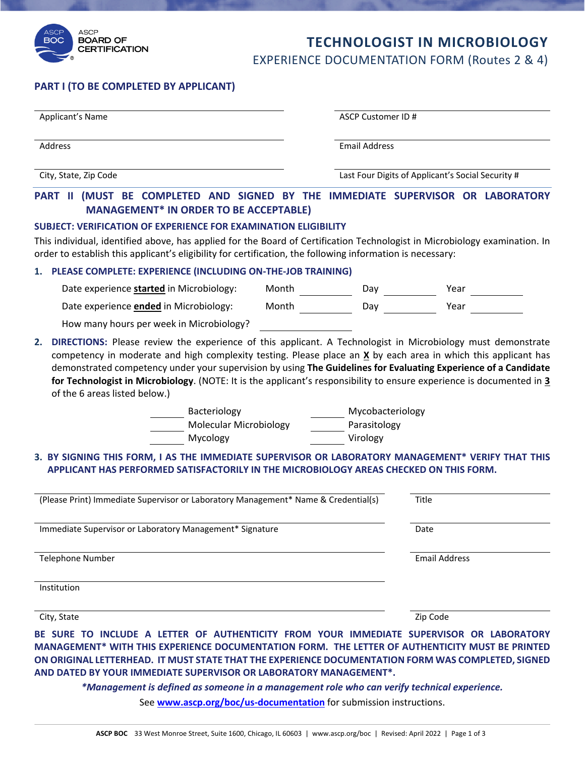ASCP BOC BOARD OF CERTIFICATION

# TECHNOLOGIST IN MICROBIOLOGY

## EXPERIENCE DOCUMENTATION FORM (Routes 2 & 4)

### PART I (TO BE COMPLETED BY APPLICANT)

| | |
|---|---|
| Applicant's Name | ASCP Customer ID # |
| Address | Email Address |
| City, State, Zip Code | Last Four Digits of Applicant's Social Security # |

### PART II (MUST BE COMPLETED AND SIGNED BY THE IMMEDIATE SUPERVISOR OR LABORATORY MANAGEMENT* IN ORDER TO BE ACCEPTABLE)

**SUBJECT: VERIFICATION OF EXPERIENCE FOR EXAMINATION ELIGIBILITY**

This individual, identified above, has applied for the Board of Certification Technologist in Microbiology examination. In order to establish this applicant's eligibility for certification, the following information is necessary:

**1. PLEASE COMPLETE: EXPERIENCE (INCLUDING ON-THE-JOB TRAINING)**

Date experience **started** in Microbiology: Month ________ Day ________ Year ________

Date experience **ended** in Microbiology: Month ________ Day ________ Year ________

How many hours per week in Microbiology? ________

**2. DIRECTIONS:** Please review the experience of this applicant. A Technologist in Microbiology must demonstrate competency in moderate and high complexity testing. Please place an **X** by each area in which this applicant has demonstrated competency under your supervision by using **The Guidelines for Evaluating Experience of a Candidate for Technologist in Microbiology**. (NOTE: It is the applicant's responsibility to ensure experience is documented in **3** of the 6 areas listed below.)

______ Bacteriology ______ Mycobacteriology
______ Molecular Microbiology ______ Parasitology
______ Mycology ______ Virology

**3. BY SIGNING THIS FORM, I AS THE IMMEDIATE SUPERVISOR OR LABORATORY MANAGEMENT* VERIFY THAT THIS APPLICANT HAS PERFORMED SATISFACTORILY IN THE MICROBIOLOGY AREAS CHECKED ON THIS FORM.**

| | |
|---|---|
| (Please Print) Immediate Supervisor or Laboratory Management* Name & Credential(s) | Title |
| Immediate Supervisor or Laboratory Management* Signature | Date |
| Telephone Number | Email Address |
| Institution | |
| City, State | Zip Code |

**BE SURE TO INCLUDE A LETTER OF AUTHENTICITY FROM YOUR IMMEDIATE SUPERVISOR OR LABORATORY MANAGEMENT* WITH THIS EXPERIENCE DOCUMENTATION FORM. THE LETTER OF AUTHENTICITY MUST BE PRINTED ON ORIGINAL LETTERHEAD. IT MUST STATE THAT THE EXPERIENCE DOCUMENTATION FORM WAS COMPLETED, SIGNED AND DATED BY YOUR IMMEDIATE SUPERVISOR OR LABORATORY MANAGEMENT*.**

***Management is defined as someone in a management role who can verify technical experience.***

See **www.ascp.org/boc/us-documentation** for submission instructions.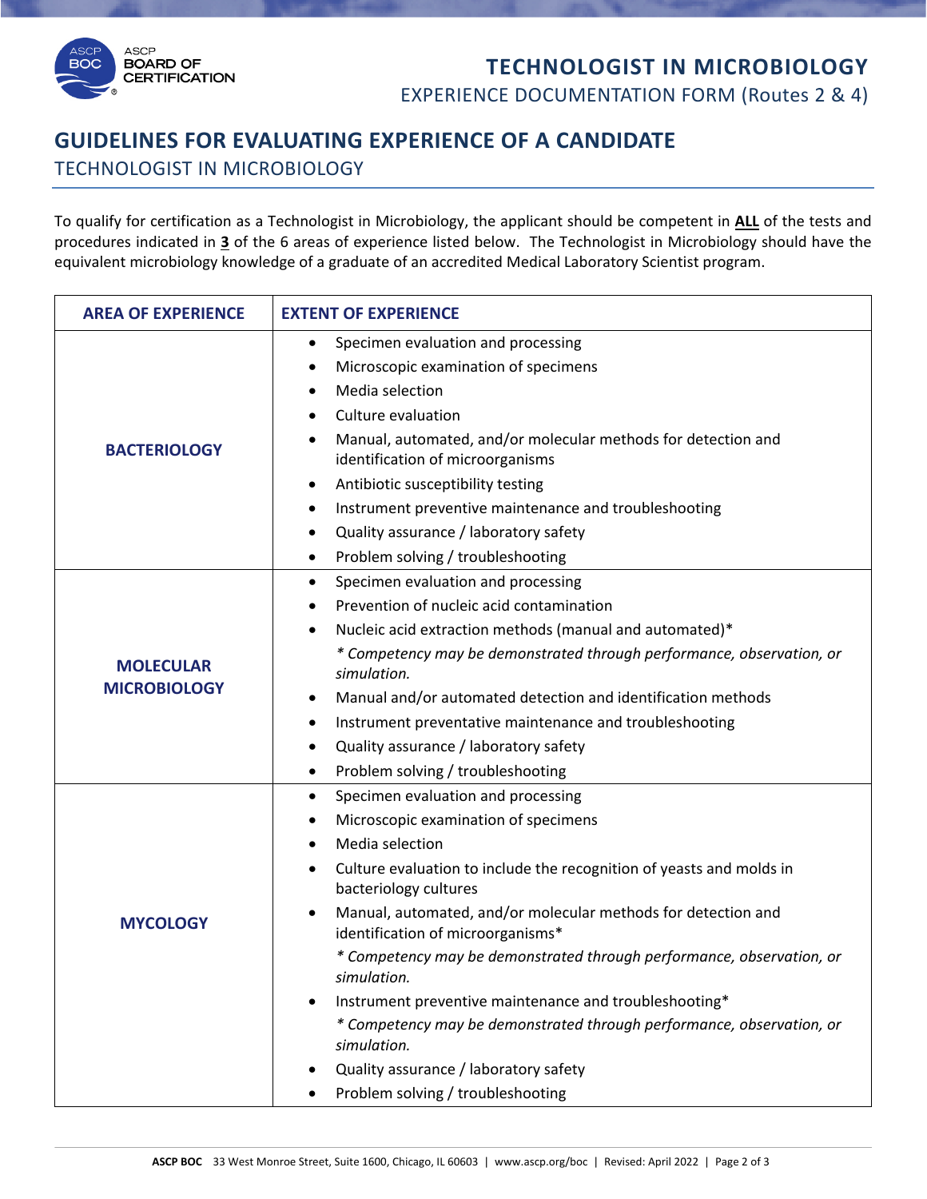# GUIDELINES FOR EVALUATING EXPERIENCE OF A CANDIDATE

## TECHNOLOGIST IN MICROBIOLOGY

To qualify for certification as a Technologist in Microbiology, the applicant should be competent in **ALL** of the tests and procedures indicated in **3** of the 6 areas of experience listed below. The Technologist in Microbiology should have the equivalent microbiology knowledge of a graduate of an accredited Medical Laboratory Scientist program.

| AREA OF EXPERIENCE | EXTENT OF EXPERIENCE |
|---|---|
| **BACTERIOLOGY** | • Specimen evaluation and processing<br>• Microscopic examination of specimens<br>• Media selection<br>• Culture evaluation<br>• Manual, automated, and/or molecular methods for detection and identification of microorganisms<br>• Antibiotic susceptibility testing<br>• Instrument preventive maintenance and troubleshooting<br>• Quality assurance / laboratory safety<br>• Problem solving / troubleshooting |
| **MOLECULAR MICROBIOLOGY** | • Specimen evaluation and processing<br>• Prevention of nucleic acid contamination<br>• Nucleic acid extraction methods (manual and automated)*<br>*\* Competency may be demonstrated through performance, observation, or simulation.*<br>• Manual and/or automated detection and identification methods<br>• Instrument preventative maintenance and troubleshooting<br>• Quality assurance / laboratory safety<br>• Problem solving / troubleshooting |
| **MYCOLOGY** | • Specimen evaluation and processing<br>• Microscopic examination of specimens<br>• Media selection<br>• Culture evaluation to include the recognition of yeasts and molds in bacteriology cultures<br>• Manual, automated, and/or molecular methods for detection and identification of microorganisms*<br>*\* Competency may be demonstrated through performance, observation, or simulation.*<br>• Instrument preventive maintenance and troubleshooting*<br>*\* Competency may be demonstrated through performance, observation, or simulation.*<br>• Quality assurance / laboratory safety<br>• Problem solving / troubleshooting |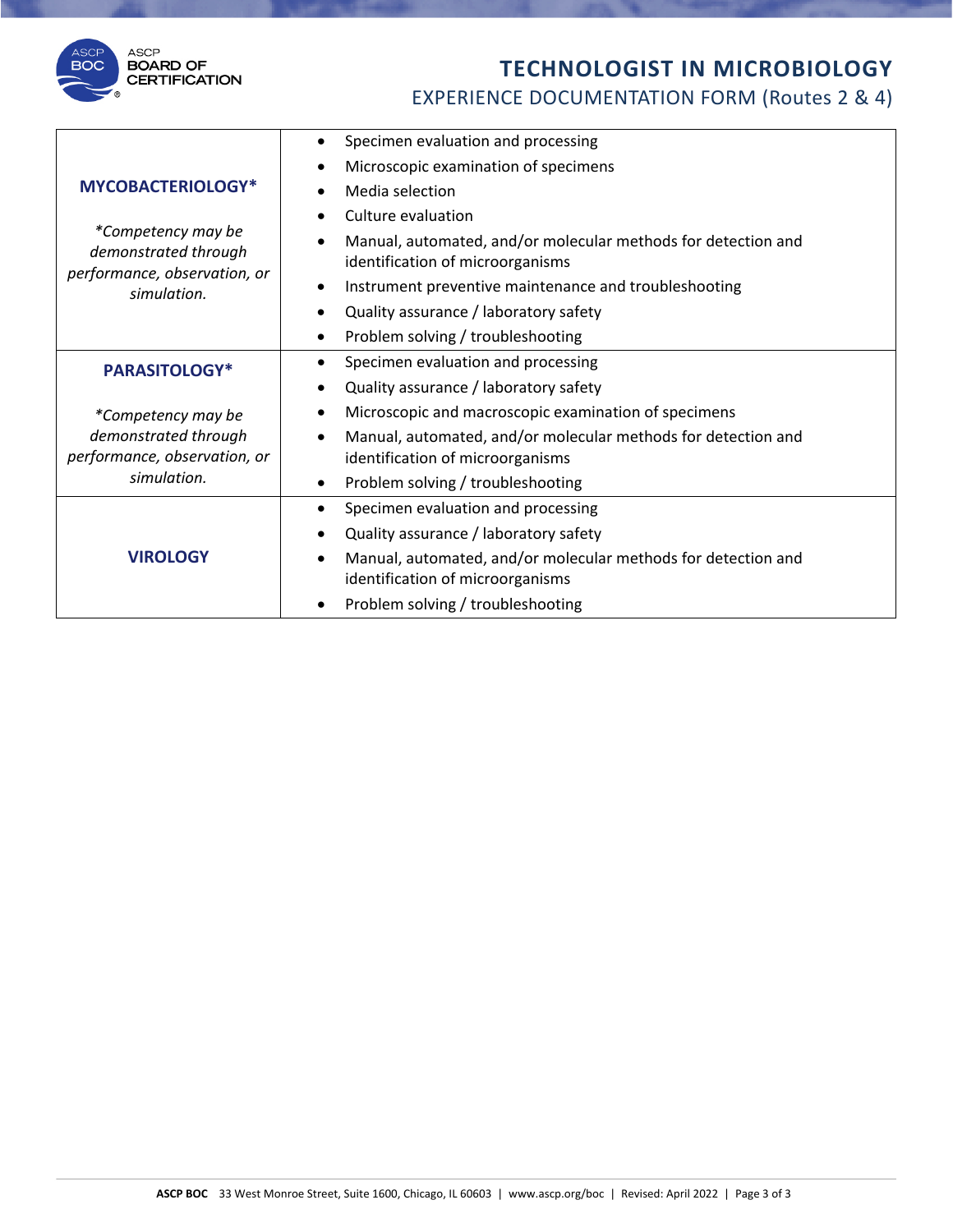# TECHNOLOGIST IN MICROBIOLOGY

## EXPERIENCE DOCUMENTATION FORM (Routes 2 & 4)

| | |
|---|---|
| **MYCOBACTERIOLOGY*** <br><br> *\*Competency may be demonstrated through performance, observation, or simulation.* | • Specimen evaluation and processing <br> • Microscopic examination of specimens <br> • Media selection <br> • Culture evaluation <br> • Manual, automated, and/or molecular methods for detection and identification of microorganisms <br> • Instrument preventive maintenance and troubleshooting <br> • Quality assurance / laboratory safety <br> • Problem solving / troubleshooting |
| **PARASITOLOGY*** <br><br> *\*Competency may be demonstrated through performance, observation, or simulation.* | • Specimen evaluation and processing <br> • Quality assurance / laboratory safety <br> • Microscopic and macroscopic examination of specimens <br> • Manual, automated, and/or molecular methods for detection and identification of microorganisms <br> • Problem solving / troubleshooting |
| **VIROLOGY** | • Specimen evaluation and processing <br> • Quality assurance / laboratory safety <br> • Manual, automated, and/or molecular methods for detection and identification of microorganisms <br> • Problem solving / troubleshooting |